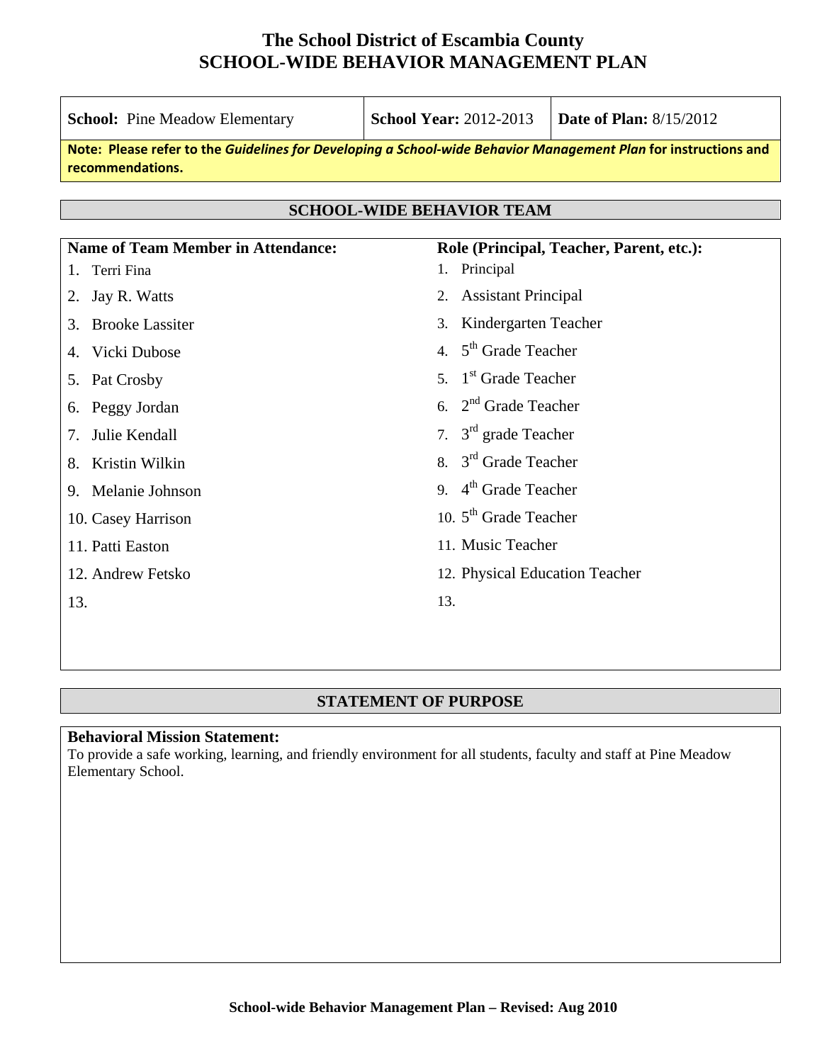# The School District of Escambia County
# SCHOOL-WIDE BEHAVIOR MANAGEMENT PLAN

| **School:** Pine Meadow Elementary | **School Year:** 2012-2013 | **Date of Plan:** 8/15/2012 |
|---|---|---|

**Note: Please refer to the *Guidelines for Developing a School-wide Behavior Management Plan* for instructions and recommendations.**

## SCHOOL-WIDE BEHAVIOR TEAM

| Name of Team Member in Attendance: | Role (Principal, Teacher, Parent, etc.): |
|---|---|
| 1. Terri Fina | 1. Principal |
| 2. Jay R. Watts | 2. Assistant Principal |
| 3. Brooke Lassiter | 3. Kindergarten Teacher |
| 4. Vicki Dubose | 4. 5th Grade Teacher |
| 5. Pat Crosby | 5. 1st Grade Teacher |
| 6. Peggy Jordan | 6. 2nd Grade Teacher |
| 7. Julie Kendall | 7. 3rd grade Teacher |
| 8. Kristin Wilkin | 8. 3rd Grade Teacher |
| 9. Melanie Johnson | 9. 4th Grade Teacher |
| 10. Casey Harrison | 10. 5th Grade Teacher |
| 11. Patti Easton | 11. Music Teacher |
| 12. Andrew Fetsko | 12. Physical Education Teacher |
| 13. | 13. |

## STATEMENT OF PURPOSE

**Behavioral Mission Statement:**
To provide a safe working, learning, and friendly environment for all students, faculty and staff at Pine Meadow Elementary School.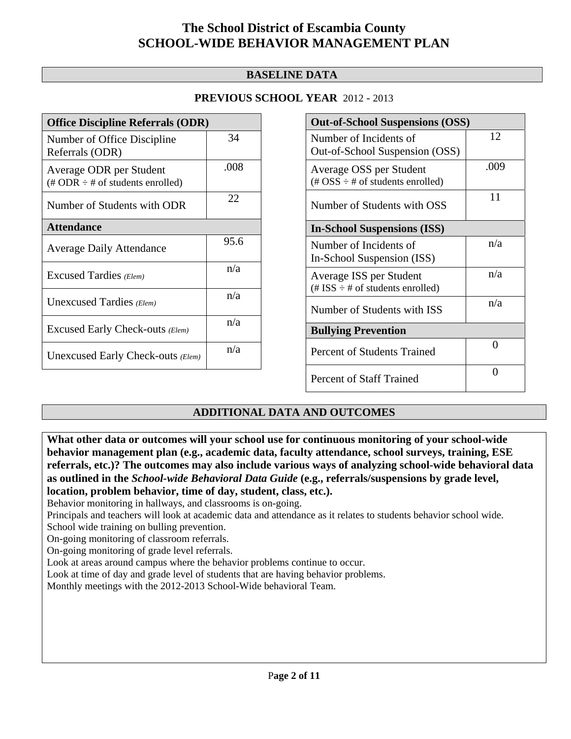# The School District of Escambia County
# SCHOOL-WIDE BEHAVIOR MANAGEMENT PLAN

## BASELINE DATA

### PREVIOUS SCHOOL YEAR 2012 - 2013

| Office Discipline Referrals (ODR) | |
|---|---|
| Number of Office Discipline Referrals (ODR) | 34 |
| Average ODR per Student (# ODR ÷ # of students enrolled) | .008 |
| Number of Students with ODR | 22 |
| **Attendance** | |
| Average Daily Attendance | 95.6 |
| Excused Tardies *(Elem)* | n/a |
| Unexcused Tardies *(Elem)* | n/a |
| Excused Early Check-outs *(Elem)* | n/a |
| Unexcused Early Check-outs *(Elem)* | n/a |

| Out-of-School Suspensions (OSS) | |
|---|---|
| Number of Incidents of Out-of-School Suspension (OSS) | 12 |
| Average OSS per Student (# OSS ÷ # of students enrolled) | .009 |
| Number of Students with OSS | 11 |
| **In-School Suspensions (ISS)** | |
| Number of Incidents of In-School Suspension (ISS) | n/a |
| Average ISS per Student (# ISS ÷ # of students enrolled) | n/a |
| Number of Students with ISS | n/a |
| **Bullying Prevention** | |
| Percent of Students Trained | 0 |
| Percent of Staff Trained | 0 |

## ADDITIONAL DATA AND OUTCOMES

**What other data or outcomes will your school use for continuous monitoring of your school-wide behavior management plan (e.g., academic data, faculty attendance, school surveys, training, ESE referrals, etc.)? The outcomes may also include various ways of analyzing school-wide behavioral data as outlined in the *School-wide Behavioral Data Guide* (e.g., referrals/suspensions by grade level, location, problem behavior, time of day, student, class, etc.).**

Behavior monitoring in hallways, and classrooms is on-going.
Principals and teachers will look at academic data and attendance as it relates to students behavior school wide.
School wide training on bulling prevention.
On-going monitoring of classroom referrals.
On-going monitoring of grade level referrals.
Look at areas around campus where the behavior problems continue to occur.
Look at time of day and grade level of students that are having behavior problems.
Monthly meetings with the 2012-2013 School-Wide behavioral Team.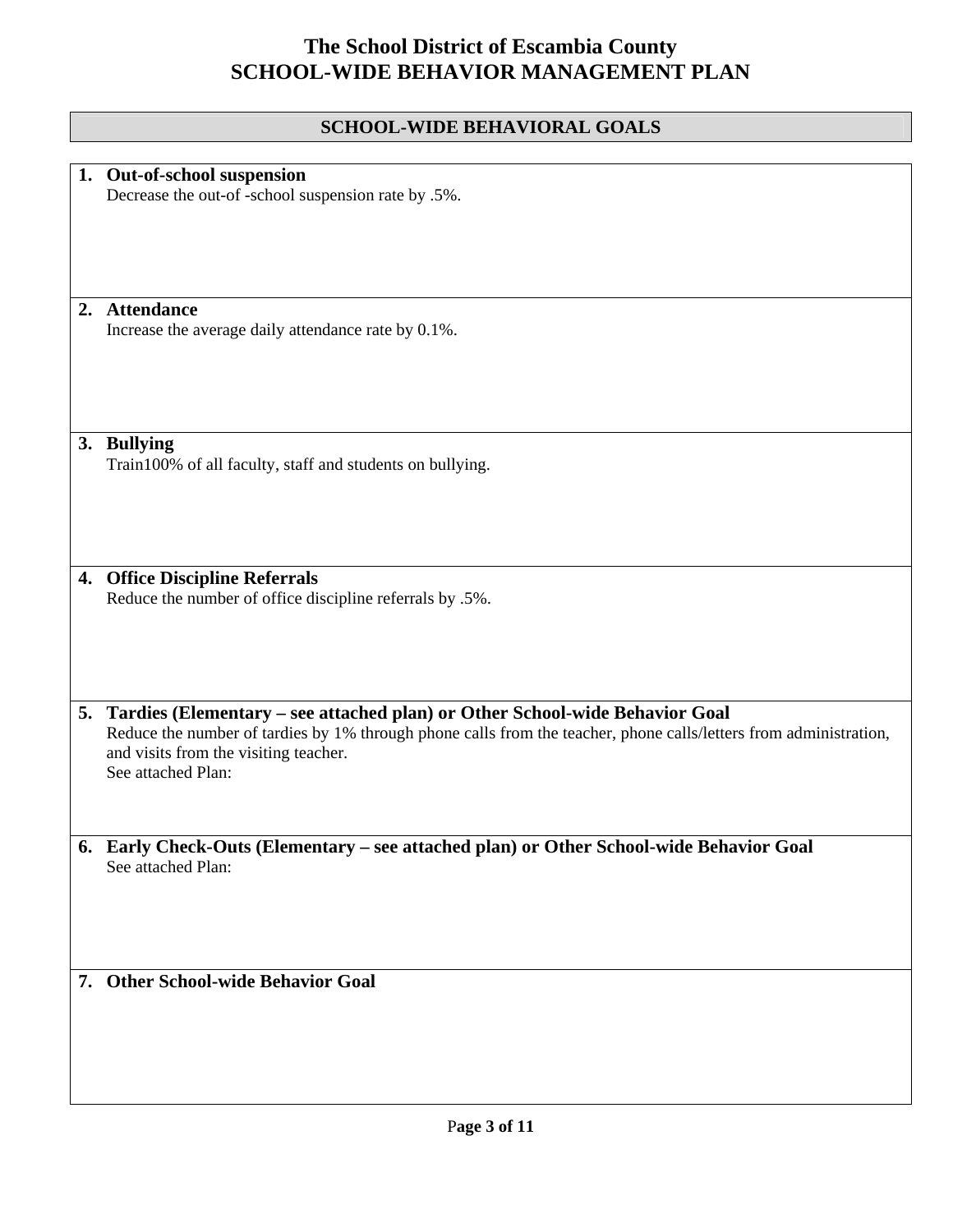# The School District of Escambia County
# SCHOOL-WIDE BEHAVIOR MANAGEMENT PLAN

## SCHOOL-WIDE BEHAVIORAL GOALS

1. **Out-of-school suspension**
   Decrease the out-of -school suspension rate by .5%.

2. **Attendance**
   Increase the average daily attendance rate by 0.1%.

3. **Bullying**
   Train100% of all faculty, staff and students on bullying.

4. **Office Discipline Referrals**
   Reduce the number of office discipline referrals by .5%.

5. **Tardies (Elementary – see attached plan) or Other School-wide Behavior Goal**
   Reduce the number of tardies by 1% through phone calls from the teacher, phone calls/letters from administration, and visits from the visiting teacher.
   See attached Plan:

6. **Early Check-Outs (Elementary – see attached plan) or Other School-wide Behavior Goal**
   See attached Plan:

7. **Other School-wide Behavior Goal**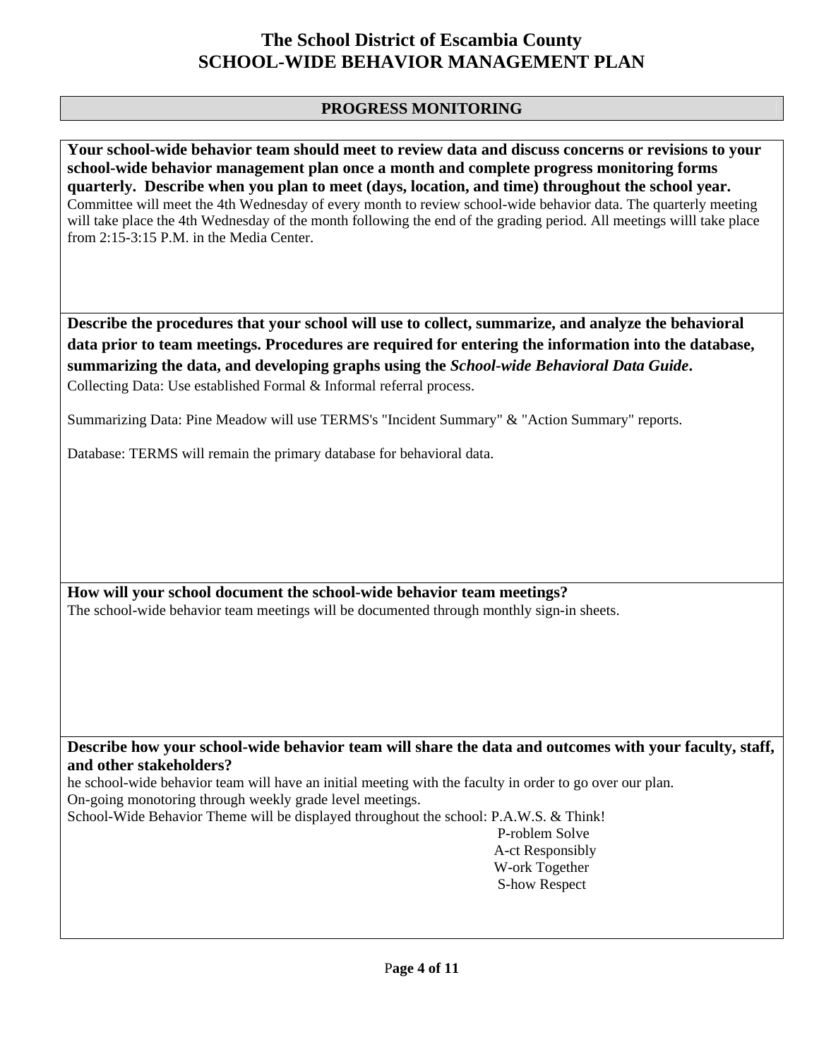# The School District of Escambia County
# SCHOOL-WIDE BEHAVIOR MANAGEMENT PLAN

## PROGRESS MONITORING

**Your school-wide behavior team should meet to review data and discuss concerns or revisions to your school-wide behavior management plan once a month and complete progress monitoring forms quarterly. Describe when you plan to meet (days, location, and time) throughout the school year.**

Committee will meet the 4th Wednesday of every month to review school-wide behavior data. The quarterly meeting will take place the 4th Wednesday of the month following the end of the grading period. All meetings willl take place from 2:15-3:15 P.M. in the Media Center.

**Describe the procedures that your school will use to collect, summarize, and analyze the behavioral data prior to team meetings. Procedures are required for entering the information into the database, summarizing the data, and developing graphs using the *School-wide Behavioral Data Guide*.**

Collecting Data: Use established Formal & Informal referral process.

Summarizing Data: Pine Meadow will use TERMS's "Incident Summary" & "Action Summary" reports.

Database: TERMS will remain the primary database for behavioral data.

**How will your school document the school-wide behavior team meetings?**

The school-wide behavior team meetings will be documented through monthly sign-in sheets.

**Describe how your school-wide behavior team will share the data and outcomes with your faculty, staff, and other stakeholders?**

he school-wide behavior team will have an initial meeting with the faculty in order to go over our plan.
On-going monotoring through weekly grade level meetings.
School-Wide Behavior Theme will be displayed throughout the school: P.A.W.S. & Think!

P-roblem Solve
A-ct Responsibly
W-ork Together
S-how Respect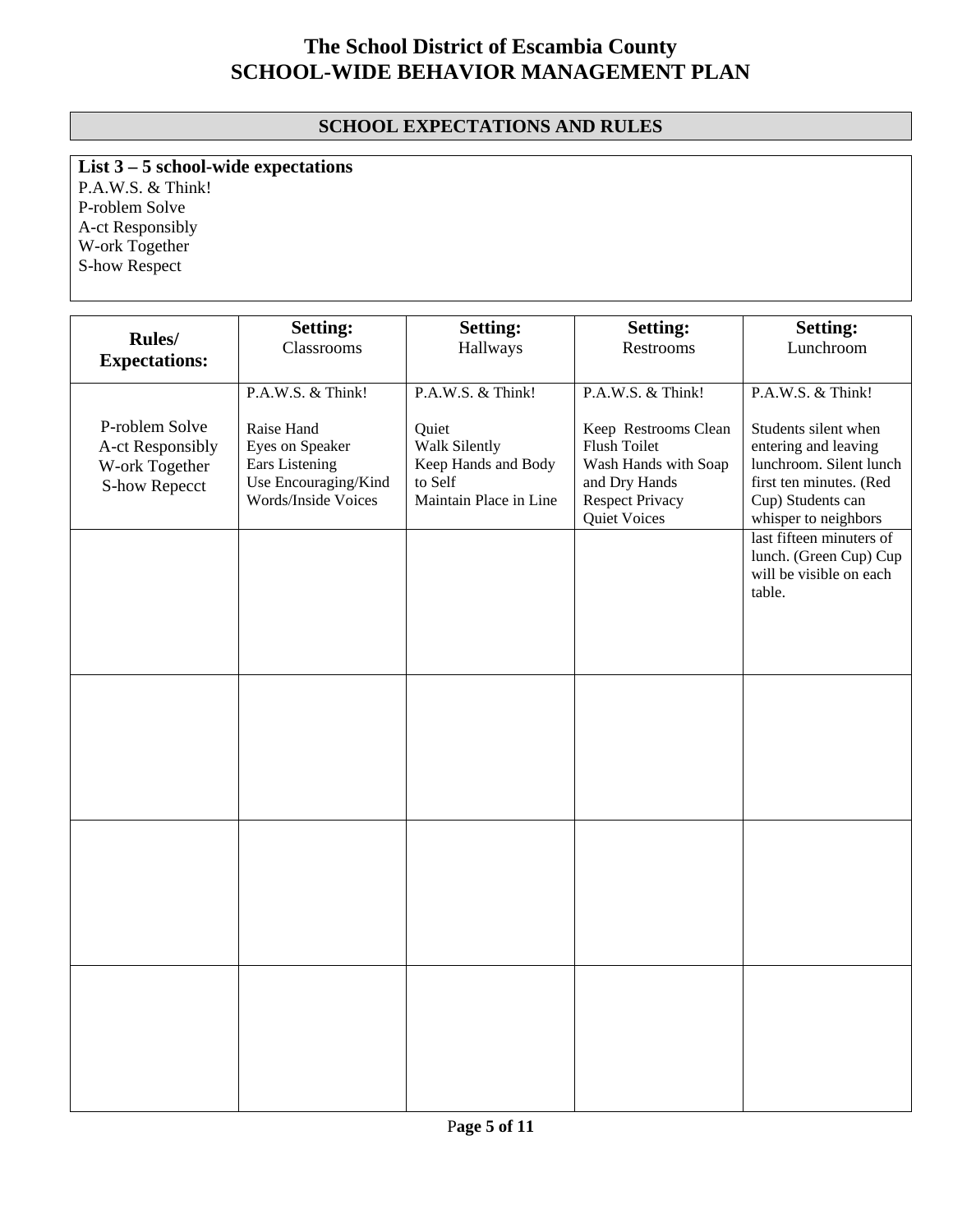# The School District of Escambia County
# SCHOOL-WIDE BEHAVIOR MANAGEMENT PLAN

## SCHOOL EXPECTATIONS AND RULES

**List 3 – 5 school-wide expectations**

P.A.W.S. & Think!
P-roblem Solve
A-ct Responsibly
W-ork Together
S-how Respect

| Rules/ Expectations: | Setting: Classrooms | Setting: Hallways | Setting: Restrooms | Setting: Lunchroom |
|---|---|---|---|---|
| P-roblem Solve<br>A-ct Responsibly<br>W-ork Together<br>S-how Repecct | P.A.W.S. & Think!<br><br>Raise Hand<br>Eyes on Speaker<br>Ears Listening<br>Use Encouraging/Kind Words/Inside Voices | P.A.W.S. & Think!<br><br>Quiet<br>Walk Silently<br>Keep Hands and Body to Self<br>Maintain Place in Line | P.A.W.S. & Think!<br><br>Keep Restrooms Clean<br>Flush Toilet<br>Wash Hands with Soap and Dry Hands<br>Respect Privacy<br>Quiet Voices | P.A.W.S. & Think!<br><br>Students silent when entering and leaving lunchroom. Silent lunch first ten minutes. (Red Cup) Students can whisper to neighbors |
| | | | | last fifteen minuters of lunch. (Green Cup) Cup will be visible on each table. |
| | | | | |
| | | | | |
| | | | | |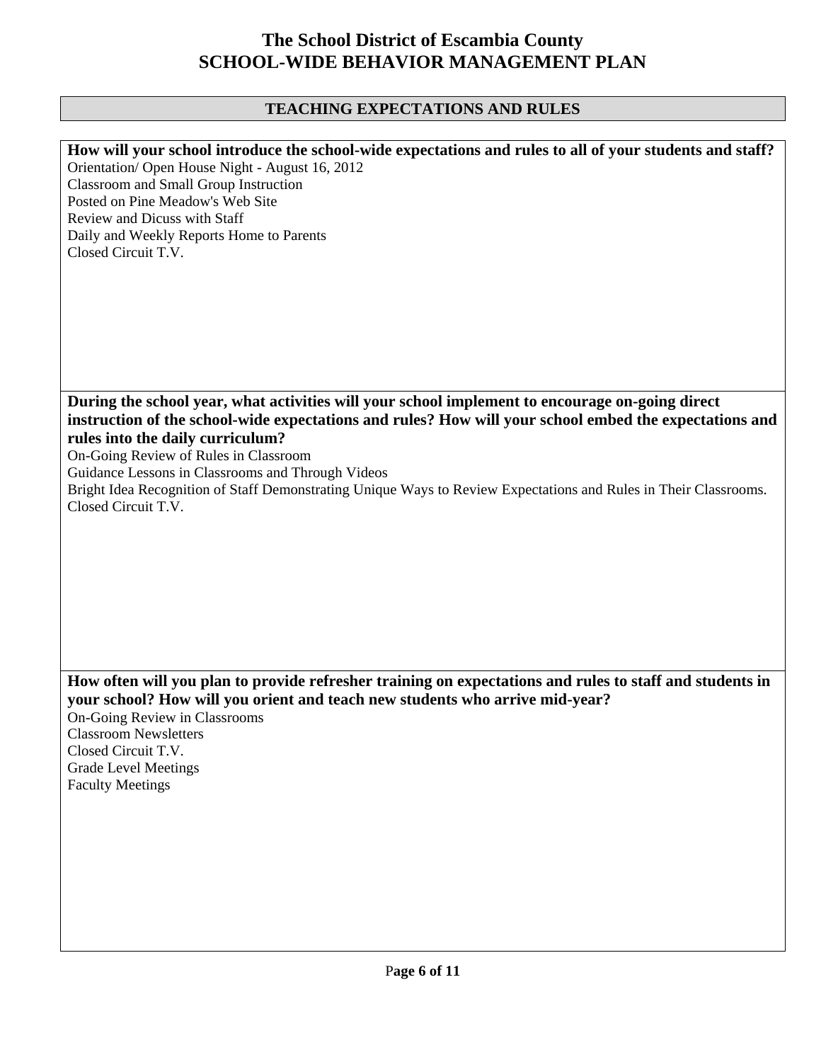# The School District of Escambia County
# SCHOOL-WIDE BEHAVIOR MANAGEMENT PLAN

## TEACHING EXPECTATIONS AND RULES

**How will your school introduce the school-wide expectations and rules to all of your students and staff?**

Orientation/ Open House Night - August 16, 2012
Classroom and Small Group Instruction
Posted on Pine Meadow's Web Site
Review and Dicuss with Staff
Daily and Weekly Reports Home to Parents
Closed Circuit T.V.

**During the school year, what activities will your school implement to encourage on-going direct instruction of the school-wide expectations and rules? How will your school embed the expectations and rules into the daily curriculum?**

On-Going Review of Rules in Classroom
Guidance Lessons in Classrooms and Through Videos
Bright Idea Recognition of Staff Demonstrating Unique Ways to Review Expectations and Rules in Their Classrooms.
Closed Circuit T.V.

**How often will you plan to provide refresher training on expectations and rules to staff and students in your school? How will you orient and teach new students who arrive mid-year?**

On-Going Review in Classrooms
Classroom Newsletters
Closed Circuit T.V.
Grade Level Meetings
Faculty Meetings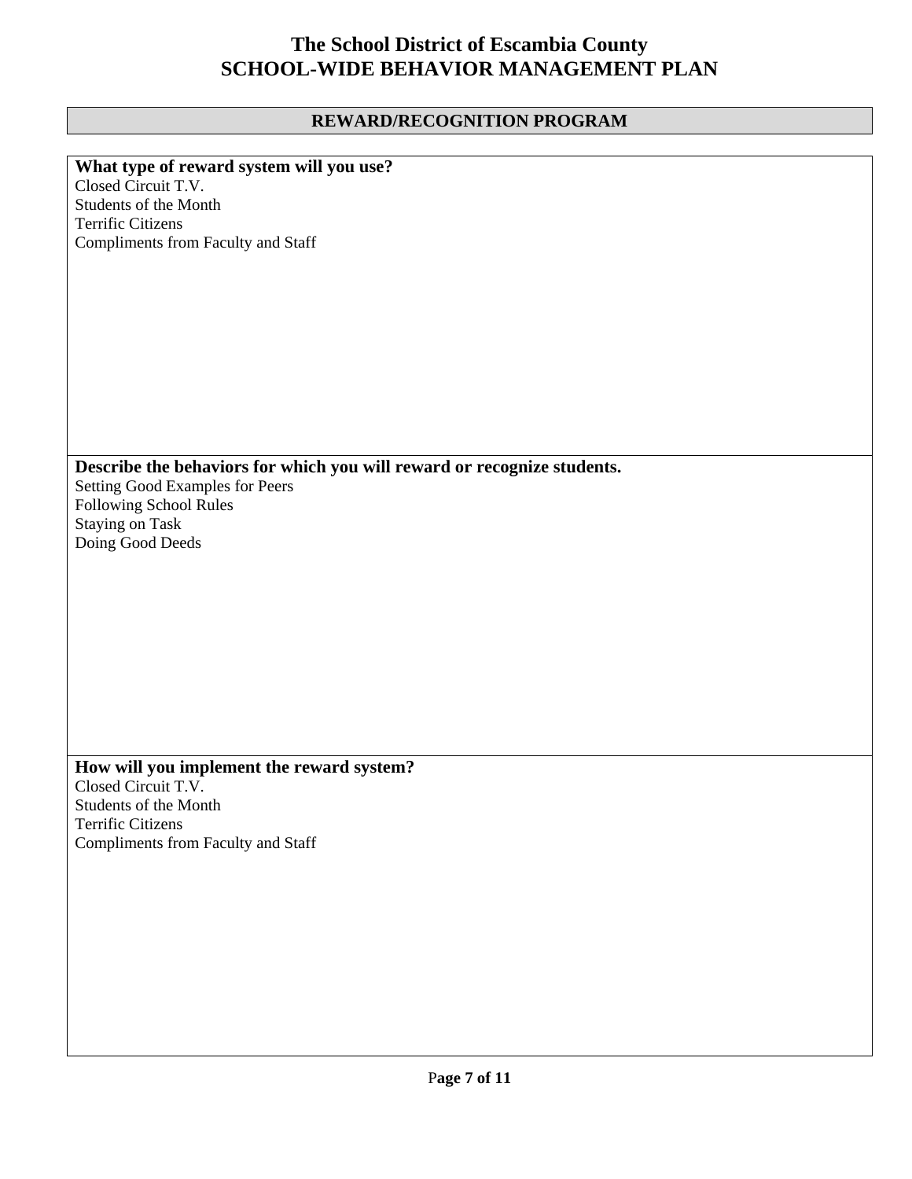# The School District of Escambia County
# SCHOOL-WIDE BEHAVIOR MANAGEMENT PLAN

## REWARD/RECOGNITION PROGRAM

**What type of reward system will you use?**

Closed Circuit T.V.
Students of the Month
Terrific Citizens
Compliments from Faculty and Staff

**Describe the behaviors for which you will reward or recognize students.**

Setting Good Examples for Peers
Following School Rules
Staying on Task
Doing Good Deeds

**How will you implement the reward system?**

Closed Circuit T.V.
Students of the Month
Terrific Citizens
Compliments from Faculty and Staff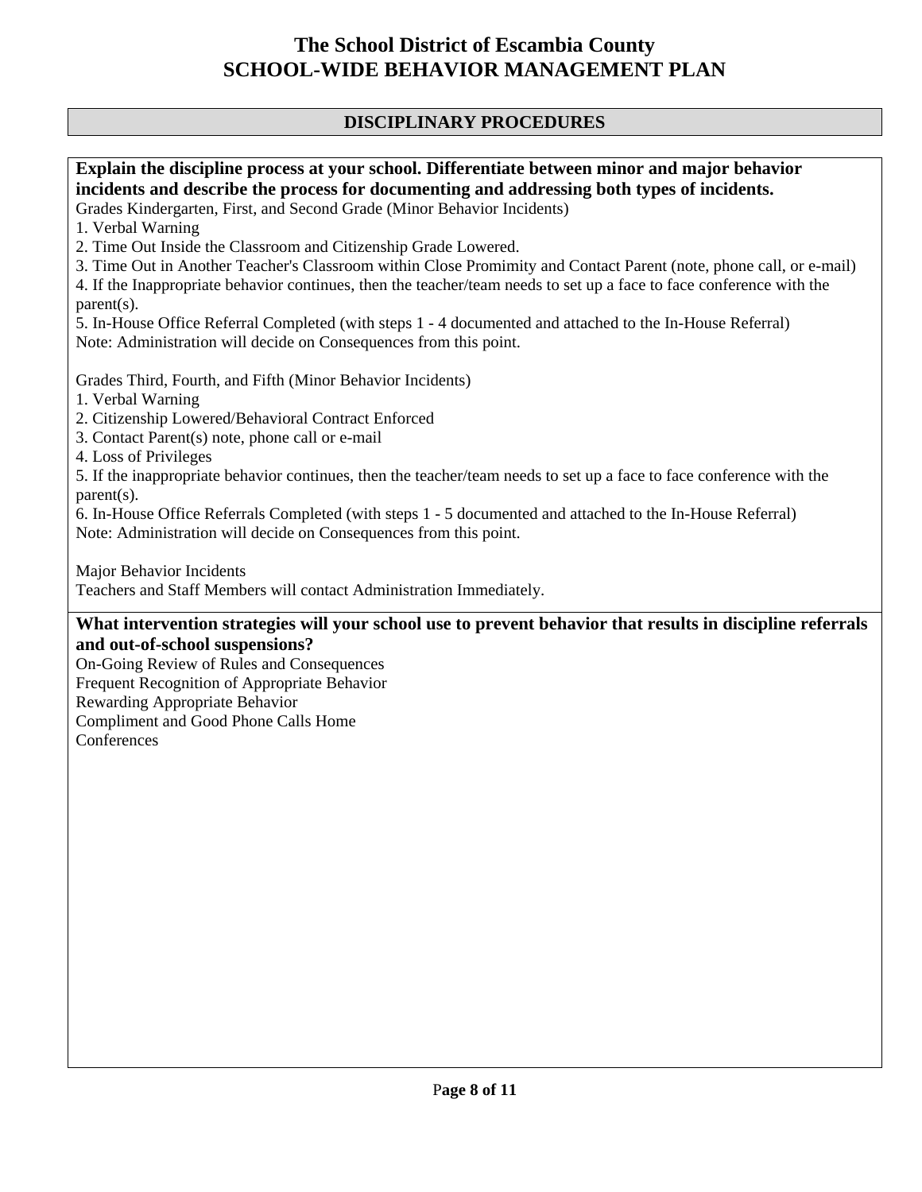# The School District of Escambia County
# SCHOOL-WIDE BEHAVIOR MANAGEMENT PLAN

## DISCIPLINARY PROCEDURES

**Explain the discipline process at your school. Differentiate between minor and major behavior incidents and describe the process for documenting and addressing both types of incidents.**

Grades Kindergarten, First, and Second Grade (Minor Behavior Incidents)

1. Verbal Warning
2. Time Out Inside the Classroom and Citizenship Grade Lowered.
3. Time Out in Another Teacher's Classroom within Close Promimity and Contact Parent (note, phone call, or e-mail)
4. If the Inappropriate behavior continues, then the teacher/team needs to set up a face to face conference with the parent(s).
5. In-House Office Referral Completed (with steps 1 - 4 documented and attached to the In-House Referral)

Note: Administration will decide on Consequences from this point.

Grades Third, Fourth, and Fifth (Minor Behavior Incidents)

1. Verbal Warning
2. Citizenship Lowered/Behavioral Contract Enforced
3. Contact Parent(s) note, phone call or e-mail
4. Loss of Privileges
5. If the inappropriate behavior continues, then the teacher/team needs to set up a face to face conference with the parent(s).
6. In-House Office Referrals Completed (with steps 1 - 5 documented and attached to the In-House Referral)

Note: Administration will decide on Consequences from this point.

Major Behavior Incidents

Teachers and Staff Members will contact Administration Immediately.

**What intervention strategies will your school use to prevent behavior that results in discipline referrals and out-of-school suspensions?**

On-Going Review of Rules and Consequences
Frequent Recognition of Appropriate Behavior
Rewarding Appropriate Behavior
Compliment and Good Phone Calls Home
Conferences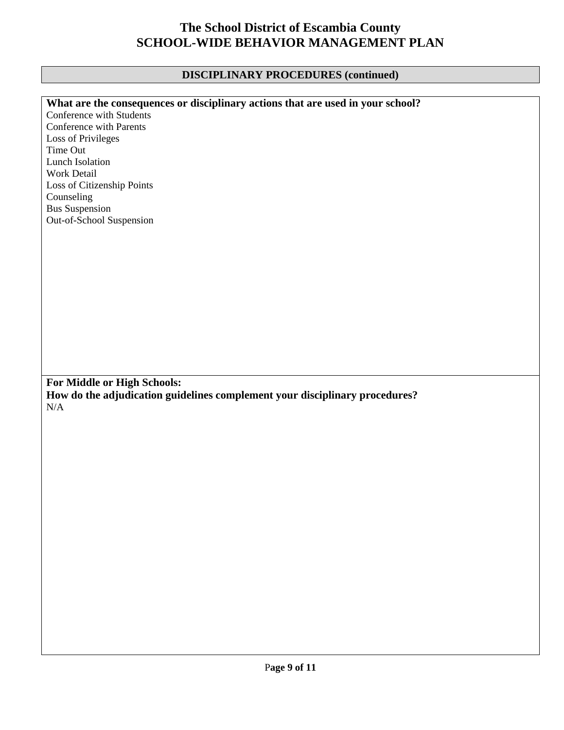# The School District of Escambia County
# SCHOOL-WIDE BEHAVIOR MANAGEMENT PLAN

## DISCIPLINARY PROCEDURES (continued)

**What are the consequences or disciplinary actions that are used in your school?**

Conference with Students
Conference with Parents
Loss of Privileges
Time Out
Lunch Isolation
Work Detail
Loss of Citizenship Points
Counseling
Bus Suspension
Out-of-School Suspension

**For Middle or High Schools:**
**How do the adjudication guidelines complement your disciplinary procedures?**

N/A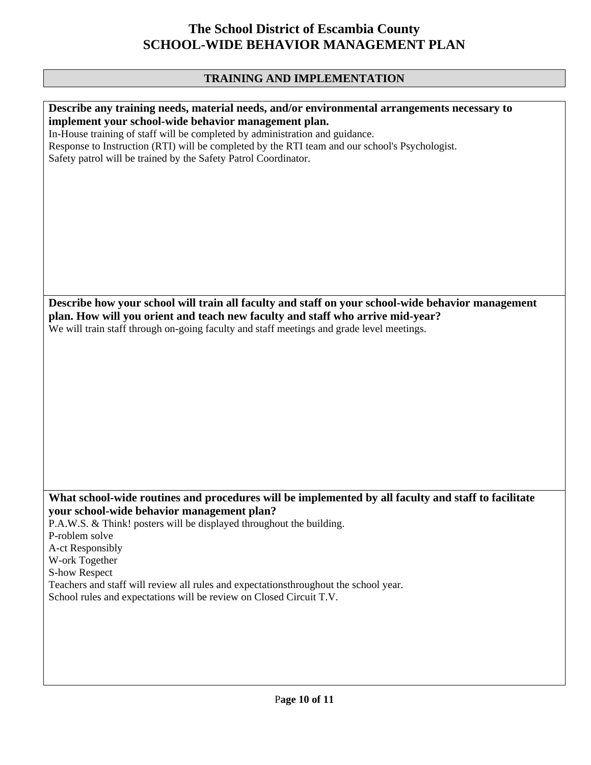# The School District of Escambia County
# SCHOOL-WIDE BEHAVIOR MANAGEMENT PLAN

## TRAINING AND IMPLEMENTATION

**Describe any training needs, material needs, and/or environmental arrangements necessary to implement your school-wide behavior management plan.**

In-House training of staff will be completed by administration and guidance.
Response to Instruction (RTI) will be completed by the RTI team and our school's Psychologist.
Safety patrol will be trained by the Safety Patrol Coordinator.

**Describe how your school will train all faculty and staff on your school-wide behavior management plan. How will you orient and teach new faculty and staff who arrive mid-year?**

We will train staff through on-going faculty and staff meetings and grade level meetings.

**What school-wide routines and procedures will be implemented by all faculty and staff to facilitate your school-wide behavior management plan?**

P.A.W.S. & Think! posters will be displayed throughout the building.
P-roblem solve
A-ct Responsibly
W-ork Together
S-how Respect
Teachers and staff will review all rules and expectationsthroughout the school year.
School rules and expectations will be review on Closed Circuit T.V.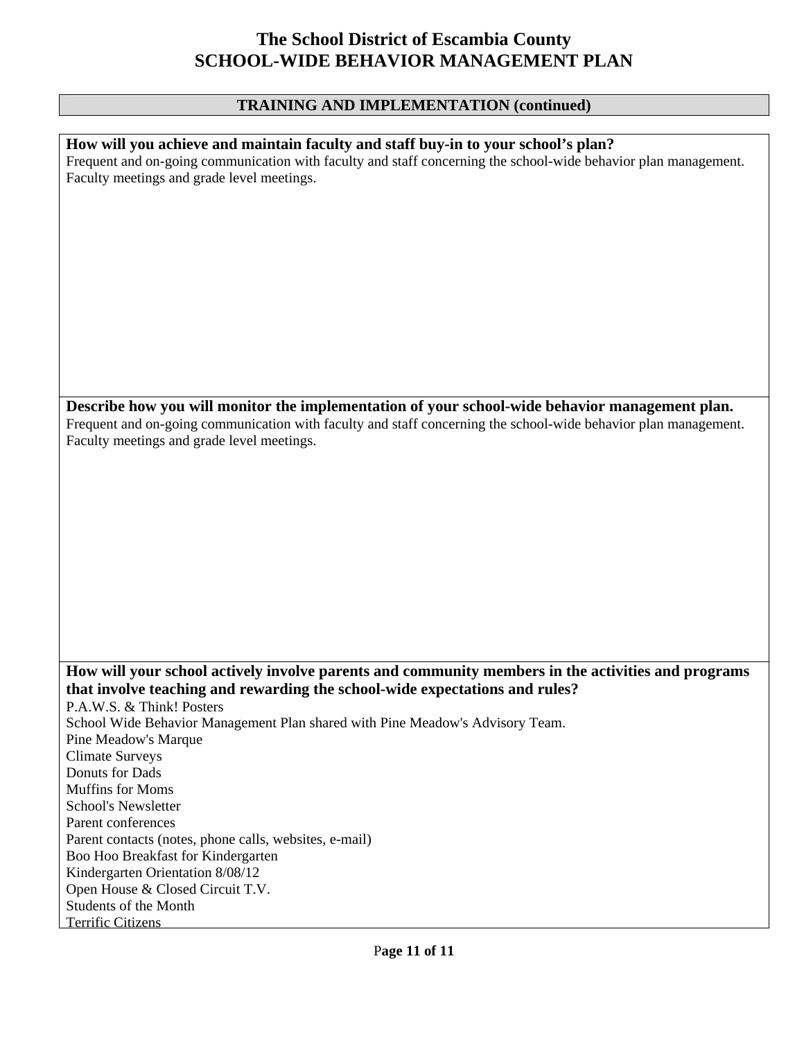# The School District of Escambia County
# SCHOOL-WIDE BEHAVIOR MANAGEMENT PLAN

## TRAINING AND IMPLEMENTATION (continued)

**How will you achieve and maintain faculty and staff buy-in to your school's plan?**

Frequent and on-going communication with faculty and staff concerning the school-wide behavior plan management. Faculty meetings and grade level meetings.

**Describe how you will monitor the implementation of your school-wide behavior management plan.**

Frequent and on-going communication with faculty and staff concerning the school-wide behavior plan management. Faculty meetings and grade level meetings.

**How will your school actively involve parents and community members in the activities and programs that involve teaching and rewarding the school-wide expectations and rules?**

P.A.W.S. & Think! Posters
School Wide Behavior Management Plan shared with Pine Meadow's Advisory Team.
Pine Meadow's Marque
Climate Surveys
Donuts for Dads
Muffins for Moms
School's Newsletter
Parent conferences
Parent contacts (notes, phone calls, websites, e-mail)
Boo Hoo Breakfast for Kindergarten
Kindergarten Orientation 8/08/12
Open House & Closed Circuit T.V.
Students of the Month
Terrific Citizens